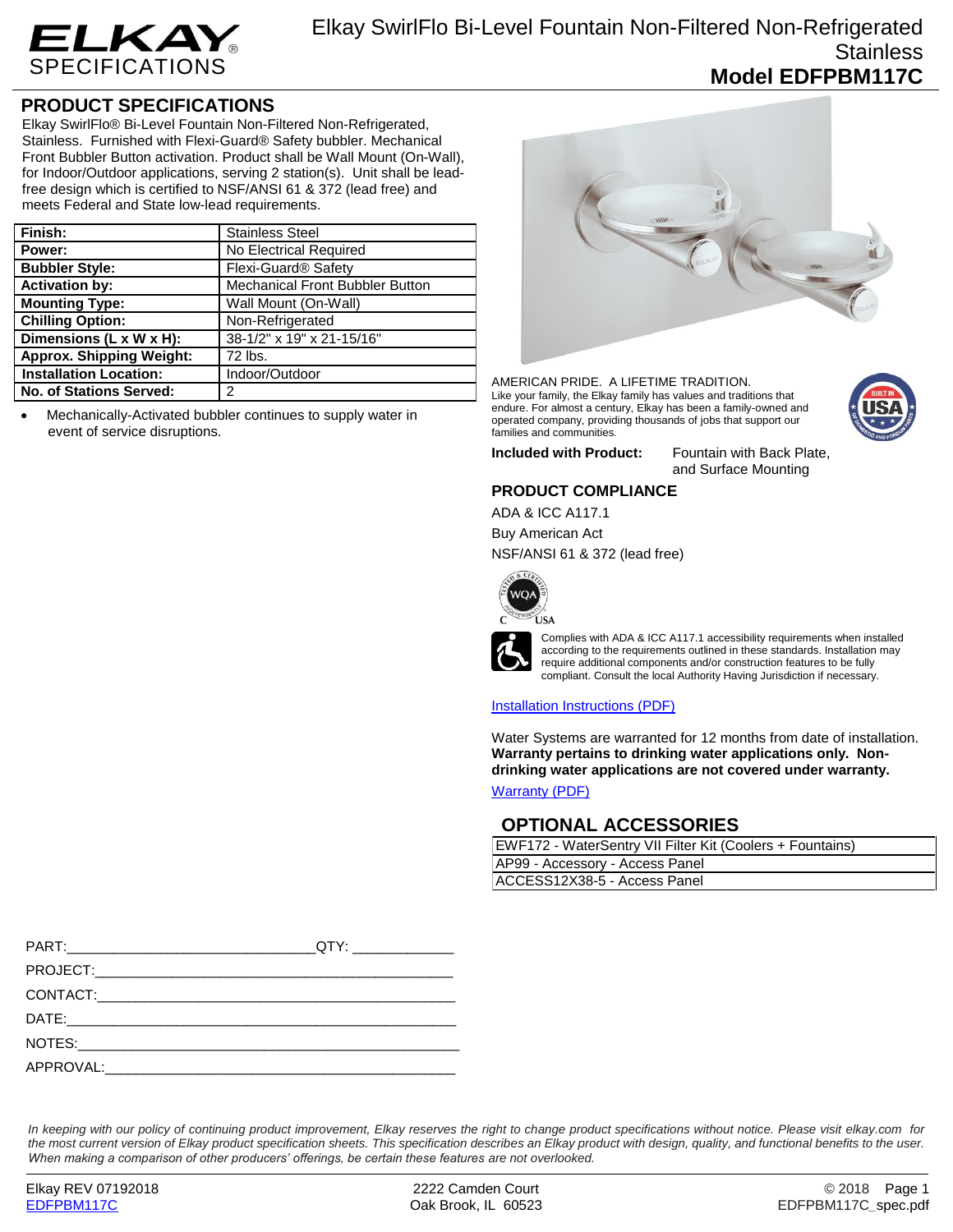# Elkay SwirlFlo Bi-Level Fountain Non-Filtered Non-Refrigerated Stainless

## Model EDFPBM117C

ELKAY SPECIFICATIONS

## PRODUCT SPECIFICATIONS

Elkay SwirlFlo® Bi-Level Fountain Non-Filtered Non-Refrigerated, Stainless. Furnished with Flexi-Guard® Safety bubbler. Mechanical Front Bubbler Button activation. Product shall be Wall Mount (On-Wall), for Indoor/Outdoor applications, serving 2 station(s). Unit shall be lead-free design which is certified to NSF/ANSI 61 & 372 (lead free) and meets Federal and State low-lead requirements.

| | |
|---|---|
| **Finish:** | Stainless Steel |
| **Power:** | No Electrical Required |
| **Bubbler Style:** | Flexi-Guard® Safety |
| **Activation by:** | Mechanical Front Bubbler Button |
| **Mounting Type:** | Wall Mount (On-Wall) |
| **Chilling Option:** | Non-Refrigerated |
| **Dimensions (L x W x H):** | 38-1/2" x 19" x 21-15/16" |
| **Approx. Shipping Weight:** | 72 lbs. |
| **Installation Location:** | Indoor/Outdoor |
| **No. of Stations Served:** | 2 |

- Mechanically-Activated bubbler continues to supply water in event of service disruptions.

AMERICAN PRIDE. A LIFETIME TRADITION.
Like your family, the Elkay family has values and traditions that endure. For almost a century, Elkay has been a family-owned and operated company, providing thousands of jobs that support our families and communities.

**Included with Product:** Fountain with Back Plate, and Surface Mounting

## PRODUCT COMPLIANCE

ADA & ICC A117.1

Buy American Act

NSF/ANSI 61 & 372 (lead free)

Complies with ADA & ICC A117.1 accessibility requirements when installed according to the requirements outlined in these standards. Installation may require additional components and/or construction features to be fully compliant. Consult the local Authority Having Jurisdiction if necessary.

[Installation Instructions (PDF)]

Water Systems are warranted for 12 months from date of installation. **Warranty pertains to drinking water applications only. Non-drinking water applications are not covered under warranty.**

[Warranty (PDF)]

## OPTIONAL ACCESSORIES

| |
|---|
| EWF172 - WaterSentry VII Filter Kit (Coolers + Fountains) |
| AP99 - Accessory - Access Panel |
| ACCESS12X38-5 - Access Panel |

PART:_______________________________QTY: ____________

PROJECT:_____________________________________________

CONTACT:_____________________________________________

DATE:________________________________________________

NOTES:_______________________________________________

APPROVAL:____________________________________________

*In keeping with our policy of continuing product improvement, Elkay reserves the right to change product specifications without notice. Please visit elkay.com for the most current version of Elkay product specification sheets. This specification describes an Elkay product with design, quality, and functional benefits to the user. When making a comparison of other producers' offerings, be certain these features are not overlooked.*

Elkay REV 07192018 | 2222 Camden Court, Oak Brook, IL 60523 | © 2018
EDFPBM117C | EDFPBM117C_spec.pdf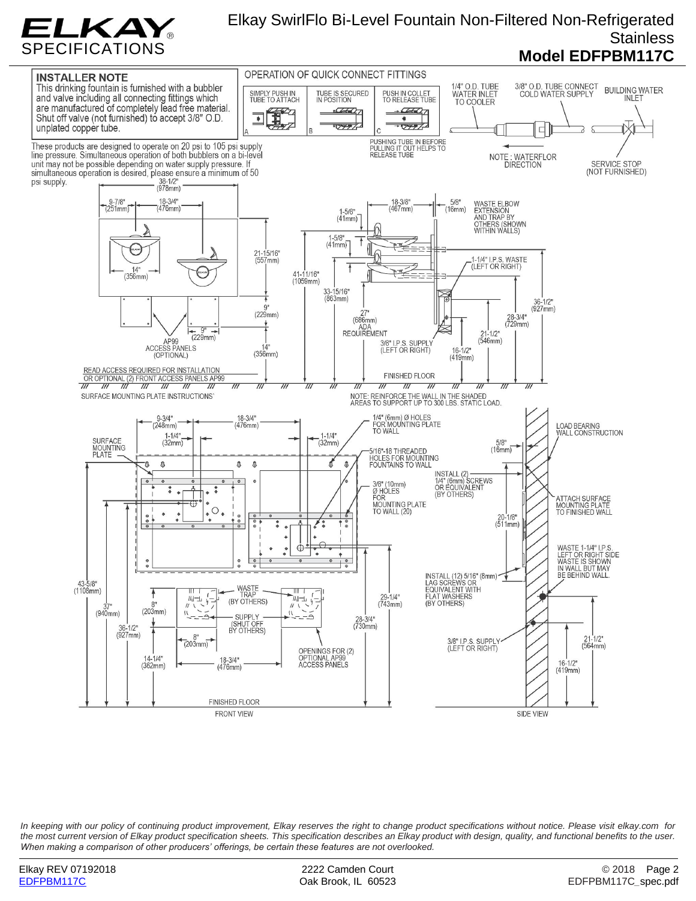# ELKAY SPECIFICATIONS

Elkay SwirlFlo Bi-Level Fountain Non-Filtered Non-Refrigerated Stainless

**Model EDFPBM117C**

**INSTALLER NOTE**

This drinking fountain is furnished with a bubbler and valve including all connecting fittings which are manufactured of completely lead free material. Shut off valve (not furnished) to accept 3/8" O.D. unplated copper tube.

These products are designed to operate on 20 psi to 105 psi supply line pressure. Simultaneous operation of both bubblers on a bi-level unit may not be possible depending on water supply pressure. If simultaneous operation is desired, please ensure a minimum of 50 psi supply.

OPERATION OF QUICK CONNECT FITTINGS

A SIMPLY PUSH IN TUBE TO ATTACH

B TUBE IS SECURED IN POSITION

C PUSH IN COLLET TO RELEASE TUBE

PUSHING TUBE IN BEFORE PULLING IT OUT HELPS TO RELEASE TUBE

1/4" O.D. TUBE WATER INLET TO COOLER

3/8" O.D. TUBE CONNECT COLD WATER SUPPLY

BUILDING WATER INLET

NOTE : WATERFLOR DIRECTION

SERVICE STOP (NOT FURNISHED)

38-1/2" (978mm)
9-7/8" (251mm)
18-3/4" (476mm)
14" (356mm)
21-15/16" (557mm)
41-11/16" (1059mm)
9" (229mm)
9" (229mm)
14" (356mm)
AP99 ACCESS PANELS (OPTIONAL)

READ ACCESS REQUIRED FOR INSTALLATION OR OPTIONAL (2) FRONT ACCESS PANELS AP99

SURFACE MOUNTING PLATE INSTRUCTIONS

1-5/8" (41mm)
1-5/8" (41mm)
18-3/8" (467mm)
5/8" (16mm)
WASTE ELBOW EXTENSION AND TRAP BY OTHERS (SHOWN WITHIN WALLS)
1-1/4" I.P.S. WASTE (LEFT OR RIGHT)
33-15/16" (863mm)
27" (686mm) ADA REQUIREMENT
3/8" I.P.S. SUPPLY (LEFT OR RIGHT)
36-1/2" (927mm)
28-3/4" (729mm)
21-1/2" (546mm)
16-1/2" (419mm)
FINISHED FLOOR

NOTE: REINFORCE THE WALL IN THE SHADED AREAS TO SUPPORT UP TO 300 LBS. STATIC LOAD.

9-3/4" (248mm)
18-3/4" (476mm)
1-1/4" (32mm)
1-1/4" (32mm)
SURFACE MOUNTING PLATE
1/4" (6mm) Ø HOLES FOR MOUNTING PLATE TO WALL
5/16"-18 THREADED HOLES FOR MOUNTING FOUNTAINS TO WALL
3/8" (10mm) Ø HOLES FOR MOUNTING PLATE TO WALL (20)
INSTALL (2) 1/4" (6mm) SCREWS OR EQUIVALENT (BY OTHERS)
5/8" (16mm)
LOAD BEARING WALL CONSTRUCTION
ATTACH SURFACE MOUNTING PLATE TO FINISHED WALL
20-1/8" (511mm)
WASTE 1-1/4" I.P.S. LEFT OR RIGHT SIDE WASTE IS SHOWN IN WALL BUT MAY BE BEHIND WALL.
INSTALL (12) 5/16" (8mm) LAG SCREWS OR EQUIVALENT WITH FLAT WASHERS (BY OTHERS)
43-5/8" (1108mm)
37" (940mm)
36-1/2" (927mm)
8" (203mm)
8" (203mm)
WASTE TRAP (BY OTHERS)
SUPPLY (SHUT OFF BY OTHERS)
29-1/4" (743mm)
28-3/4" (730mm)
OPENINGS FOR (2) OPTIONAL AP99 ACCESS PANELS
14-1/4" (362mm)
18-3/4" (476mm)
3/8" I.P.S. SUPPLY (LEFT OR RIGHT)
21-1/2" (564mm)
16-1/2" (419mm)
FINISHED FLOOR

FRONT VIEW

SIDE VIEW

*In keeping with our policy of continuing product improvement, Elkay reserves the right to change product specifications without notice. Please visit elkay.com for the most current version of Elkay product specification sheets. This specification describes an Elkay product with design, quality, and functional benefits to the user. When making a comparison of other producers' offerings, be certain these features are not overlooked.*

Elkay REV 07192018
EDFPBM117C

2222 Camden Court
Oak Brook, IL 60523

© 2018
EDFPBM117C_spec.pdf